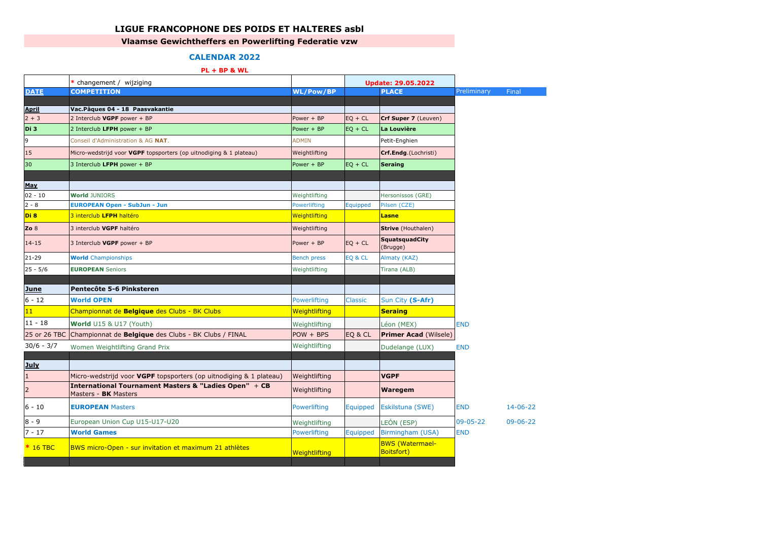# LIGUE FRANCOPHONE DES POIDS ET HALTERES asbl

## Vlaamse Gewichtheffers en Powerlifting Federatie vzw

### CALENDAR 2022

**PL + BP & WL**

| | * changement / wijziging | | | Update: 29.05.2022 | | |
|---|---|---|---|---|---|---|
| **DATE** | **COMPETITION** | **WL/Pow/BP** | | **PLACE** | Preliminary | Final |
| | | | | | | |
| **April** | **Vac.Pâques 04 - 18 Paasvakantie** | | | | | |
| 2 + 3 | 2 Interclub **VGPF** power + BP | Power + BP | EQ + CL | **Crf Super 7** (Leuven) | | |
| **Di 3** | 2 Interclub **LFPH** power + BP | Power + BP | EQ + CL | **La Louvière** | | |
| 9 | Conseil d'Administration & AG **NAT**. | ADMIN | | Petit-Enghien | | |
| 15 | Micro-wedstrijd voor **VGPF** topsporters (op uitnodiging & 1 plateau) | Weightlifting | | **Crf.Endg**.(Lochristi) | | |
| 30 | 3 Interclub **LFPH** power + BP | Power + BP | EQ + CL | **Seraing** | | |
| | | | | | | |
| **May** | | | | | | |
| 02 - 10 | **World** JUNIORS | Weightlifting | | Hersonissos (GRE) | | |
| 2 - 8 | **EUROPEAN Open - SubJun - Jun** | Powerlifting | Equipped | Pilsen (CZE) | | |
| **Di 8** | 3 interclub **LFPH** haltéro | Weightlifting | | **Lasne** | | |
| **Zo** 8 | 3 interclub **VGPF** haltéro | Weightlifting | | **Strive** (Houthalen) | | |
| 14-15 | 3 Interclub **VGPF** power + BP | Power + BP | EQ + CL | **SquatsquadCity** (Brugge) | | |
| 21-29 | **World** Championships | Bench press | EQ & CL | Almaty (KAZ) | | |
| 25 - 5/6 | **EUROPEAN** Seniors | Weightlifting | | Tirana (ALB) | | |
| | | | | | | |
| **June** | **Pentecôte 5-6 Pinksteren** | | | | | |
| 6 - 12 | **World OPEN** | Powerlifting | Classic | Sun City **(S-Afr)** | | |
| 11 | Championnat de **Belgique** des Clubs - BK Clubs | Weightlifting | | **Seraing** | | |
| 11 - 18 | **World** U15 & U17 (Youth) | Weightlifting | | Léon (MEX) | END | |
| 25 or 26 TBC | Championnat de **Belgique** des Clubs - BK Clubs / FINAL | POW + BPS | EQ & CL | **Primer Acad** (Wilsele) | | |
| 30/6 - 3/7 | Women Weightlifting Grand Prix | Weightlifting | | Dudelange (LUX) | END | |
| | | | | | | |
| **July** | | | | | | |
| 1 | Micro-wedstrijd voor **VGPF** topsporters (op uitnodiging & 1 plateau) | Weightlifting | | **VGPF** | | |
| 2 | **International Tournament Masters & "Ladies Open" + CB** Masters - **BK** Masters | Weightlifting | | **Waregem** | | |
| 6 - 10 | **EUROPEAN** Masters | Powerlifting | Equipped | Eskilstuna (SWE) | END | 14-06-22 |
| 8 - 9 | European Union Cup U15-U17-U20 | Weightlifting | | LEÓN (ESP) | 09-05-22 | 09-06-22 |
| 7 - 17 | **World Games** | Powerlifting | Equipped | Birmingham (USA) | END | |
| * 16 TBC | BWS micro-Open - sur invitation et maximum 21 athlètes | Weightlifting | | BWS (Watermael-Boitsfort) | | |
| | | | | | | |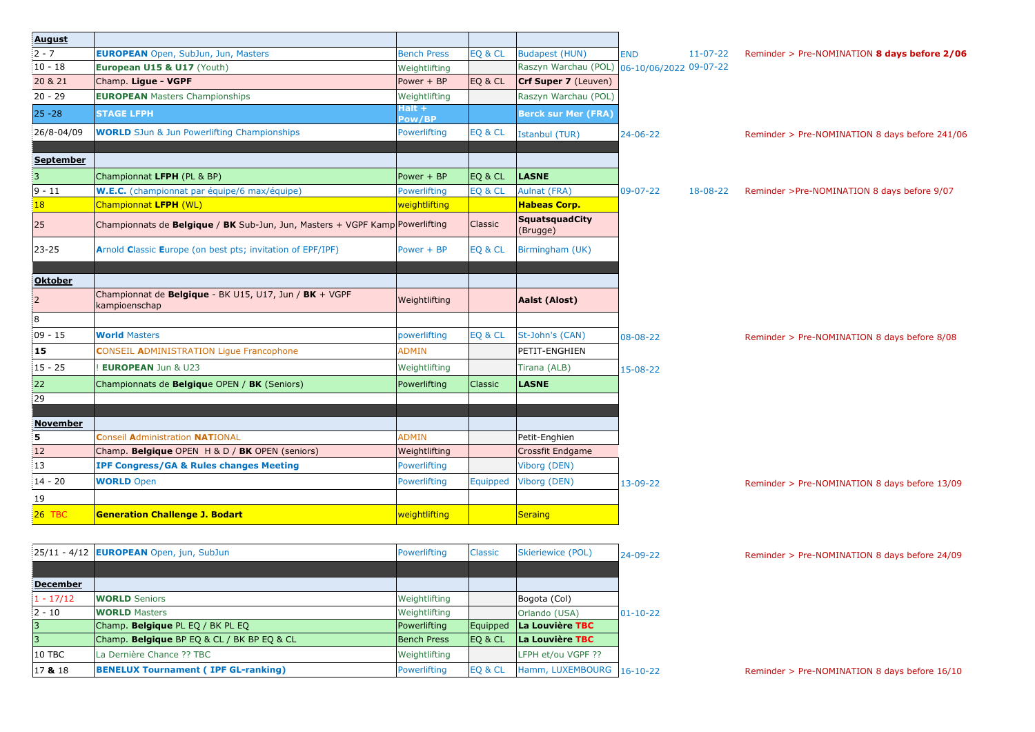| | | | | | | | |
|---|---|---|---|---|---|---|---|
| **August** | | | | | | | |
| 2 - 7 | **EUROPEAN** Open, SubJun, Jun, Masters | Bench Press | EQ & CL | Budapest (HUN) | END | 11-07-22 | Reminder > Pre-NOMINATION **8 days before 2/06** |
| 10 - 18 | **European U15 & U17** (Youth) | Weightlifting | | Raszyn Warchau (POL) | 06-10/06/2022 | 09-07-22 | |
| 20 & 21 | Champ. **Ligue - VGPF** | Power + BP | EQ & CL | **Crf Super 7** (Leuven) | | | |
| 20 - 29 | **EUROPEAN** Masters Championships | Weightlifting | | Raszyn Warchau (POL) | | | |
| 25 -28 | **STAGE LFPH** | Halt + Pow/BP | | **Berck sur Mer (FRA)** | | | |
| 26/8-04/09 | **WORLD** SJun & Jun Powerlifting Championships | Powerlifting | EQ & CL | Istanbul (TUR) | 24-06-22 | | Reminder > Pre-NOMINATION 8 days before 241/06 |
| | | | | | | | |
| **September** | | | | | | | |
| 3 | Championnat **LFPH** (PL & BP) | Power + BP | EQ & CL | **LASNE** | | | |
| 9 - 11 | **W.E.C.** (championnat par équipe/6 max/équipe) | Powerlifting | EQ & CL | Aulnat (FRA) | 09-07-22 | 18-08-22 | Reminder >Pre-NOMINATION 8 days before 9/07 |
| 18 | Championnat **LFPH** (WL) | weightlifting | | **Habeas Corp.** | | | |
| 25 | Championnats de **Belgique** / **BK** Sub-Jun, Jun, Masters + VGPF Kamp | Powerlifting | Classic | **SquatsquadCity** (Brugge) | | | |
| 23-25 | **A**rnold **C**lassic **E**urope (on best pts; invitation of EPF/IPF) | Power + BP | EQ & CL | Birmingham (UK) | | | |
| | | | | | | | |
| **Oktober** | | | | | | | |
| 2 | Championnat de **Belgique** - BK U15, U17, Jun / **BK** + VGPF kampioenschap | Weightlifting | | **Aalst (Alost)** | | | |
| 8 | | | | | | | |
| 09 - 15 | **World** Masters | powerlifting | EQ & CL | St-John's (CAN) | 08-08-22 | | Reminder > Pre-NOMINATION 8 days before 8/08 |
| **15** | **C**ONSEIL **A**DMINISTRATION Ligue Francophone | ADMIN | | PETIT-ENGHIEN | | | |
| 15 - 25 | ! **EUROPEAN** Jun & U23 | Weightlifting | | Tirana (ALB) | 15-08-22 | | |
| 22 | Championnats de **Belgiqu**e OPEN / **BK** (Seniors) | Powerlifting | Classic | **LASNE** | | | |
| 29 | | | | | | | |
| | | | | | | | |
| **November** | | | | | | | |
| **5** | **C**onseil **A**dministration **NAT**IONAL | ADMIN | | Petit-Enghien | | | |
| 12 | Champ. **Belgique** OPEN H & D / **BK** OPEN (seniors) | Weightlifting | | Crossfit Endgame | | | |
| 13 | **IPF Congress/GA & Rules changes Meeting** | Powerlifting | | Viborg (DEN) | | | |
| 14 - 20 | **WORLD** Open | Powerlifting | Equipped | Viborg (DEN) | 13-09-22 | | Reminder > Pre-NOMINATION 8 days before 13/09 |
| 19 | | | | | | | |
| 26 TBC | **Generation Challenge J. Bodart** | weightlifting | | Seraing | | | |
| | | | | | | | |
| 25/11 - 4/12 | **EUROPEAN** Open, jun, SubJun | Powerlifting | Classic | Skieriewice (POL) | 24-09-22 | | Reminder > Pre-NOMINATION 8 days before 24/09 |
| | | | | | | | |
| **December** | | | | | | | |
| 1 - 17/12 | **WORLD** Seniors | Weightlifting | | Bogota (Col) | | | |
| 2 - 10 | **WORLD** Masters | Weightlifting | | Orlando (USA) | 01-10-22 | | |
| 3 | Champ. **Belgique** PL EQ / BK PL EQ | Powerlifting | Equipped | **La Louvière TBC** | | | |
| 3 | Champ. **Belgique** BP EQ & CL / BK BP EQ & CL | Bench Press | EQ & CL | **La Louvière TBC** | | | |
| 10 TBC | La Dernière Chance ?? TBC | Weightlifting | | LFPH et/ou VGPF ?? | | | |
| 17 **&** 18 | **BENELUX Tournament ( IPF GL-ranking)** | Powerlifting | EQ & CL | Hamm, LUXEMBOURG | 16-10-22 | | Reminder > Pre-NOMINATION 8 days before 16/10 |